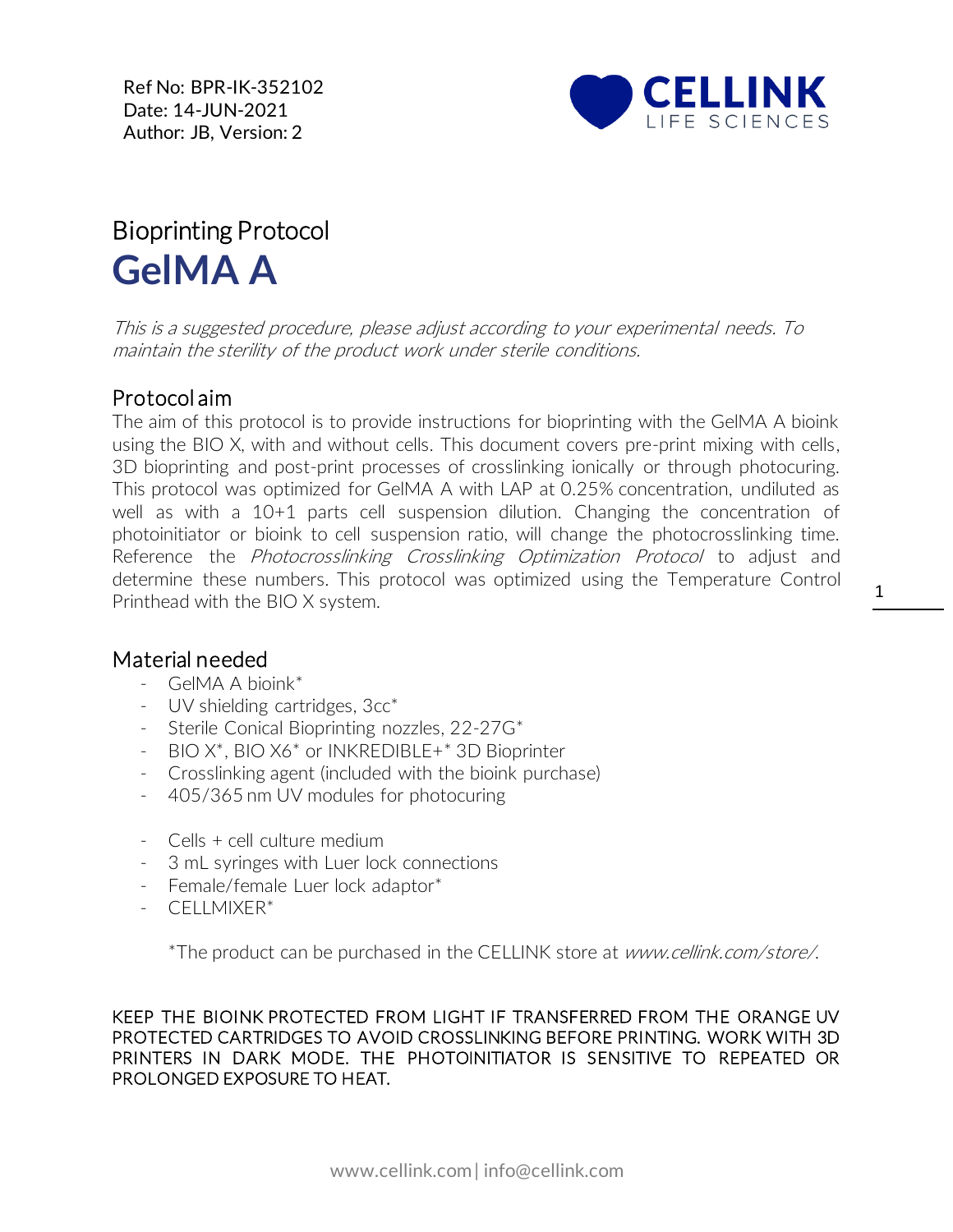Ref No: BPR-IK-352102
Date: 14-JUN-2021
Author: JB, Version: 2

# Bioprinting Protocol
# GelMA A

*This is a suggested procedure, please adjust according to your experimental needs. To maintain the sterility of the product work under sterile conditions.*

## Protocol aim

The aim of this protocol is to provide instructions for bioprinting with the GelMA A bioink using the BIO X, with and without cells. This document covers pre-print mixing with cells, 3D bioprinting and post-print processes of crosslinking ionically or through photocuring. This protocol was optimized for GelMA A with LAP at 0.25% concentration, undiluted as well as with a 10+1 parts cell suspension dilution. Changing the concentration of photoinitiator or bioink to cell suspension ratio, will change the photocrosslinking time. Reference the *Photocrosslinking Crosslinking Optimization Protocol* to adjust and determine these numbers. This protocol was optimized using the Temperature Control Printhead with the BIO X system.

## Material needed

- GelMA A bioink*
- UV shielding cartridges, 3cc*
- Sterile Conical Bioprinting nozzles, 22-27G*
- BIO X*, BIO X6* or INKREDIBLE+* 3D Bioprinter
- Crosslinking agent (included with the bioink purchase)
- 405/365 nm UV modules for photocuring

- Cells + cell culture medium
- 3 mL syringes with Luer lock connections
- Female/female Luer lock adaptor*
- CELLMIXER*

*The product can be purchased in the CELLINK store at *www.cellink.com/store/*.

KEEP THE BIOINK PROTECTED FROM LIGHT IF TRANSFERRED FROM THE ORANGE UV PROTECTED CARTRIDGES TO AVOID CROSSLINKING BEFORE PRINTING. WORK WITH 3D PRINTERS IN DARK MODE. THE PHOTOINITIATOR IS SENSITIVE TO REPEATED OR PROLONGED EXPOSURE TO HEAT.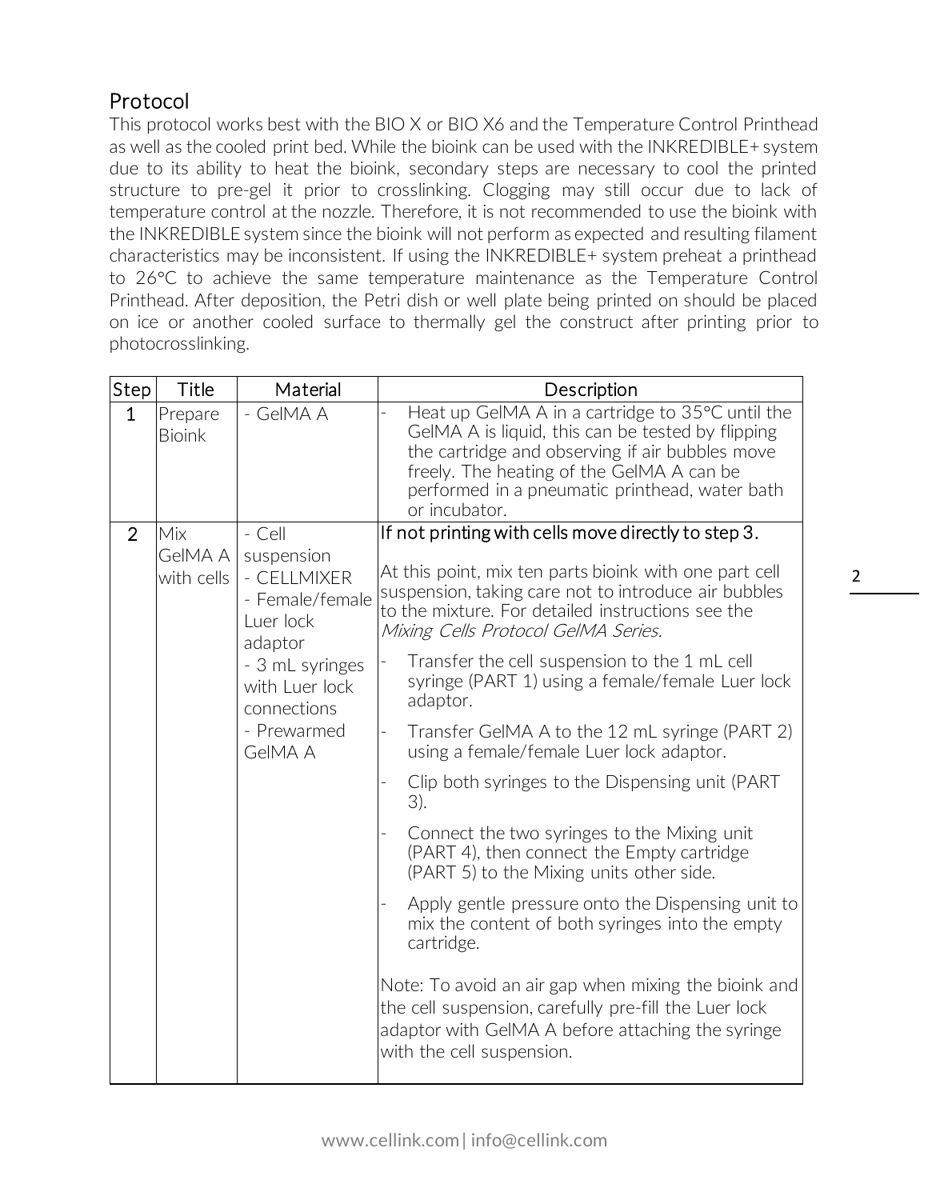## Protocol

This protocol works best with the BIO X or BIO X6 and the Temperature Control Printhead as well as the cooled print bed. While the bioink can be used with the INKREDIBLE+ system due to its ability to heat the bioink, secondary steps are necessary to cool the printed structure to pre-gel it prior to crosslinking. Clogging may still occur due to lack of temperature control at the nozzle. Therefore, it is not recommended to use the bioink with the INKREDIBLE system since the bioink will not perform as expected and resulting filament characteristics may be inconsistent. If using the INKREDIBLE+ system preheat a printhead to 26°C to achieve the same temperature maintenance as the Temperature Control Printhead. After deposition, the Petri dish or well plate being printed on should be placed on ice or another cooled surface to thermally gel the construct after printing prior to photocrosslinking.

| Step | Title | Material | Description |
|---|---|---|---|
| 1 | Prepare Bioink | - GelMA A | - Heat up GelMA A in a cartridge to 35°C until the GelMA A is liquid, this can be tested by flipping the cartridge and observing if air bubbles move freely. The heating of the GelMA A can be performed in a pneumatic printhead, water bath or incubator. |
| 2 | Mix GelMA A with cells | - Cell suspension<br>- CELLMIXER<br>- Female/female Luer lock adaptor<br>- 3 mL syringes with Luer lock connections<br>- Prewarmed GelMA A | If not printing with cells move directly to step 3.<br><br>At this point, mix ten parts bioink with one part cell suspension, taking care not to introduce air bubbles to the mixture. For detailed instructions see the *Mixing Cells Protocol GelMA Series.*<br><br>- Transfer the cell suspension to the 1 mL cell syringe (PART 1) using a female/female Luer lock adaptor.<br>- Transfer GelMA A to the 12 mL syringe (PART 2) using a female/female Luer lock adaptor.<br>- Clip both syringes to the Dispensing unit (PART 3).<br>- Connect the two syringes to the Mixing unit (PART 4), then connect the Empty cartridge (PART 5) to the Mixing units other side.<br>- Apply gentle pressure onto the Dispensing unit to mix the content of both syringes into the empty cartridge.<br><br>Note: To avoid an air gap when mixing the bioink and the cell suspension, carefully pre-fill the Luer lock adaptor with GelMA A before attaching the syringe with the cell suspension. |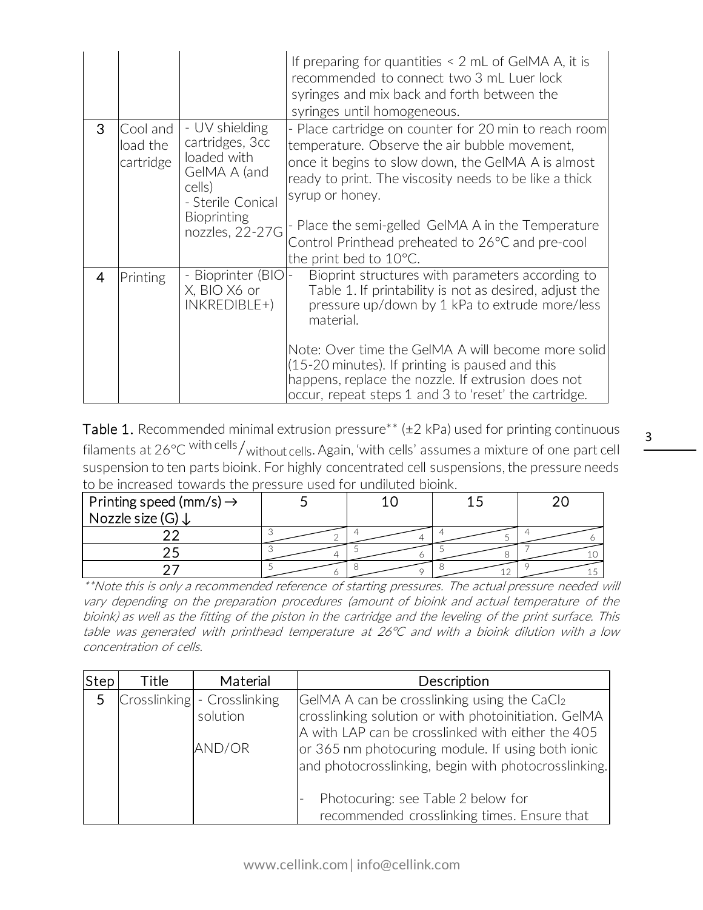| | | | If preparing for quantities < 2 mL of GelMA A, it is recommended to connect two 3 mL Luer lock syringes and mix back and forth between the syringes until homogeneous. |
|---|---|---|---|
| 3 | Cool and load the cartridge | - UV shielding cartridges, 3cc loaded with GelMA A (and cells)<br>- Sterile Conical Bioprinting nozzles, 22-27G | - Place cartridge on counter for 20 min to reach room temperature. Observe the air bubble movement, once it begins to slow down, the GelMA A is almost ready to print. The viscosity needs to be like a thick syrup or honey.<br><br>- Place the semi-gelled GelMA A in the Temperature Control Printhead preheated to 26°C and pre-cool the print bed to 10°C. |
| 4 | Printing | - Bioprinter (BIO X, BIO X6 or INKREDIBLE+) | - Bioprint structures with parameters according to Table 1. If printability is not as desired, adjust the pressure up/down by 1 kPa to extrude more/less material.<br><br>Note: Over time the GelMA A will become more solid (15-20 minutes). If printing is paused and this happens, replace the nozzle. If extrusion does not occur, repeat steps 1 and 3 to 'reset' the cartridge. |

**Table 1.** Recommended minimal extrusion pressure** (±2 kPa) used for printing continuous filaments at 26°C with cells/without cells. Again, 'with cells' assumes a mixture of one part cell suspension to ten parts bioink. For highly concentrated cell suspensions, the pressure needs to be increased towards the pressure used for undiluted bioink.

| Printing speed (mm/s) → <br>Nozzle size (G) ↓ | 5 | 10 | 15 | 20 |
|---|---|---|---|---|
| 22 | 3 / 2 | 4 / 4 | 4 / 5 | 4 / 6 |
| 25 | 3 / 4 | 5 / 6 | 5 / 8 | 7 / 10 |
| 27 | 5 / 6 | 8 / 9 | 8 / 12 | 9 / 15 |

*\*\*Note this is only a recommended reference of starting pressures. The actual pressure needed will vary depending on the preparation procedures (amount of bioink and actual temperature of the bioink) as well as the fitting of the piston in the cartridge and the leveling of the print surface. This table was generated with printhead temperature at 26°C and with a bioink dilution with a low concentration of cells.*

| Step | Title | Material | Description |
|---|---|---|---|
| 5 | Crosslinking | - Crosslinking solution<br><br>AND/OR | GelMA A can be crosslinking using the $CaCl_2$ crosslinking solution or with photoinitiation. GelMA A with LAP can be crosslinked with either the 405 or 365 nm photocuring module. If using both ionic and photocrosslinking, begin with photocrosslinking.<br><br>- Photocuring: see Table 2 below for recommended crosslinking times. Ensure that |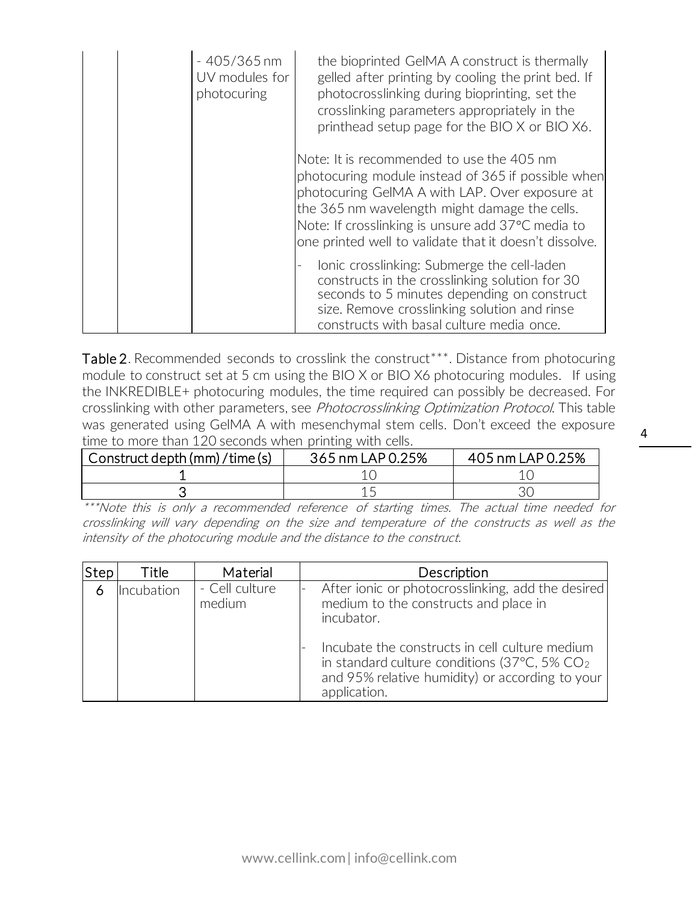| | | | |
|---|---|---|---|
| | | - 405/365 nm UV modules for photocuring | the bioprinted GelMA A construct is thermally gelled after printing by cooling the print bed. If photocrosslinking during bioprinting, set the crosslinking parameters appropriately in the printhead setup page for the BIO X or BIO X6.<br><br>Note: It is recommended to use the 405 nm photocuring module instead of 365 if possible when photocuring GelMA A with LAP. Over exposure at the 365 nm wavelength might damage the cells. Note: If crosslinking is unsure add 37°C media to one printed well to validate that it doesn't dissolve.<br><br>- Ionic crosslinking: Submerge the cell-laden constructs in the crosslinking solution for 30 seconds to 5 minutes depending on construct size. Remove crosslinking solution and rinse constructs with basal culture media once. |

**Table 2**. Recommended seconds to crosslink the construct***. Distance from photocuring module to construct set at 5 cm using the BIO X or BIO X6 photocuring modules. If using the INKREDIBLE+ photocuring modules, the time required can possibly be decreased. For crosslinking with other parameters, see *Photocrosslinking Optimization Protocol*. This table was generated using GelMA A with mesenchymal stem cells. Don't exceed the exposure time to more than 120 seconds when printing with cells.

| Construct depth (mm) / time (s) | 365 nm LAP 0.25% | 405 nm LAP 0.25% |
|---|---|---|
| 1 | 10 | 10 |
| 3 | 15 | 30 |

****Note this is only a recommended reference of starting times. The actual time needed for crosslinking will vary depending on the size and temperature of the constructs as well as the intensity of the photocuring module and the distance to the construct.*

| Step | Title | Material | Description |
|---|---|---|---|
| 6 | Incubation | - Cell culture medium | - After ionic or photocrosslinking, add the desired medium to the constructs and place in incubator.<br><br>- Incubate the constructs in cell culture medium in standard culture conditions (37°C, 5% $CO_2$ and 95% relative humidity) or according to your application. |

www.cellink.com | info@cellink.com